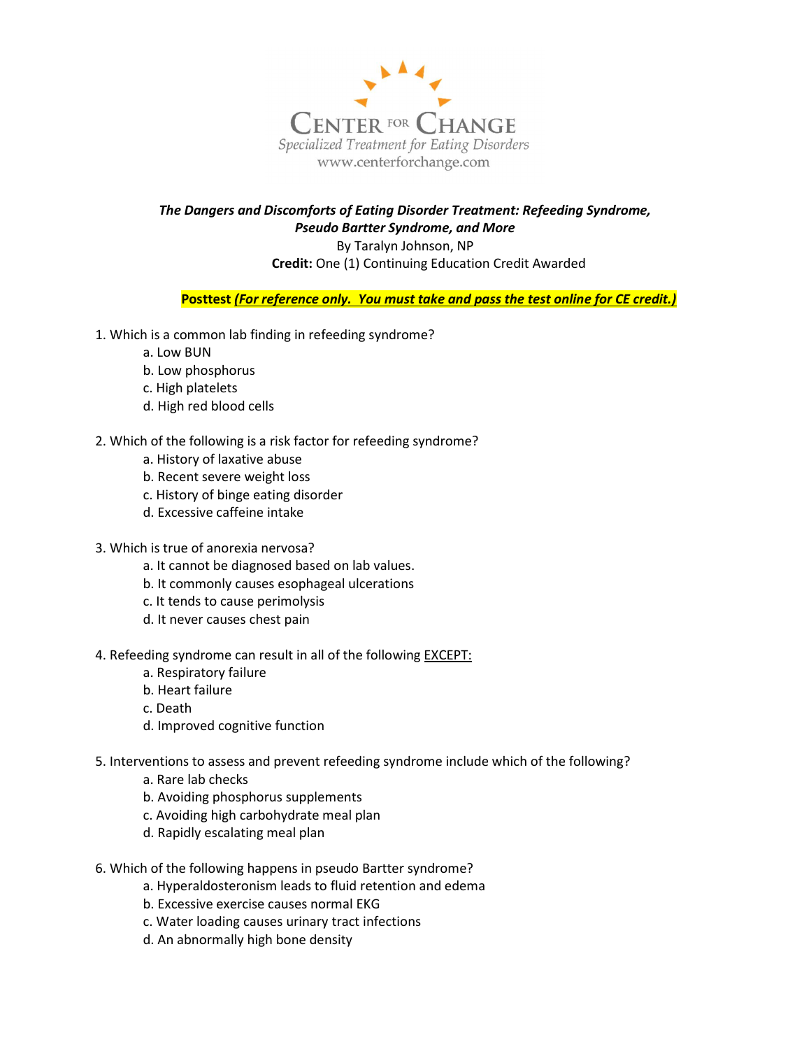CENTER FOR CHANGE

*Specialized Treatment for Eating Disorders*

www.centerforchange.com

***The Dangers and Discomforts of Eating Disorder Treatment: Refeeding Syndrome, Pseudo Bartter Syndrome, and More***

By Taralyn Johnson, NP

**Credit:** One (1) Continuing Education Credit Awarded

**Posttest** ***(For reference only. You must take and pass the test online for CE credit.)***

1. Which is a common lab finding in refeeding syndrome?
   a. Low BUN
   b. Low phosphorus
   c. High platelets
   d. High red blood cells

2. Which of the following is a risk factor for refeeding syndrome?
   a. History of laxative abuse
   b. Recent severe weight loss
   c. History of binge eating disorder
   d. Excessive caffeine intake

3. Which is true of anorexia nervosa?
   a. It cannot be diagnosed based on lab values.
   b. It commonly causes esophageal ulcerations
   c. It tends to cause perimolysis
   d. It never causes chest pain

4. Refeeding syndrome can result in all of the following EXCEPT:
   a. Respiratory failure
   b. Heart failure
   c. Death
   d. Improved cognitive function

5. Interventions to assess and prevent refeeding syndrome include which of the following?
   a. Rare lab checks
   b. Avoiding phosphorus supplements
   c. Avoiding high carbohydrate meal plan
   d. Rapidly escalating meal plan

6. Which of the following happens in pseudo Bartter syndrome?
   a. Hyperaldosteronism leads to fluid retention and edema
   b. Excessive exercise causes normal EKG
   c. Water loading causes urinary tract infections
   d. An abnormally high bone density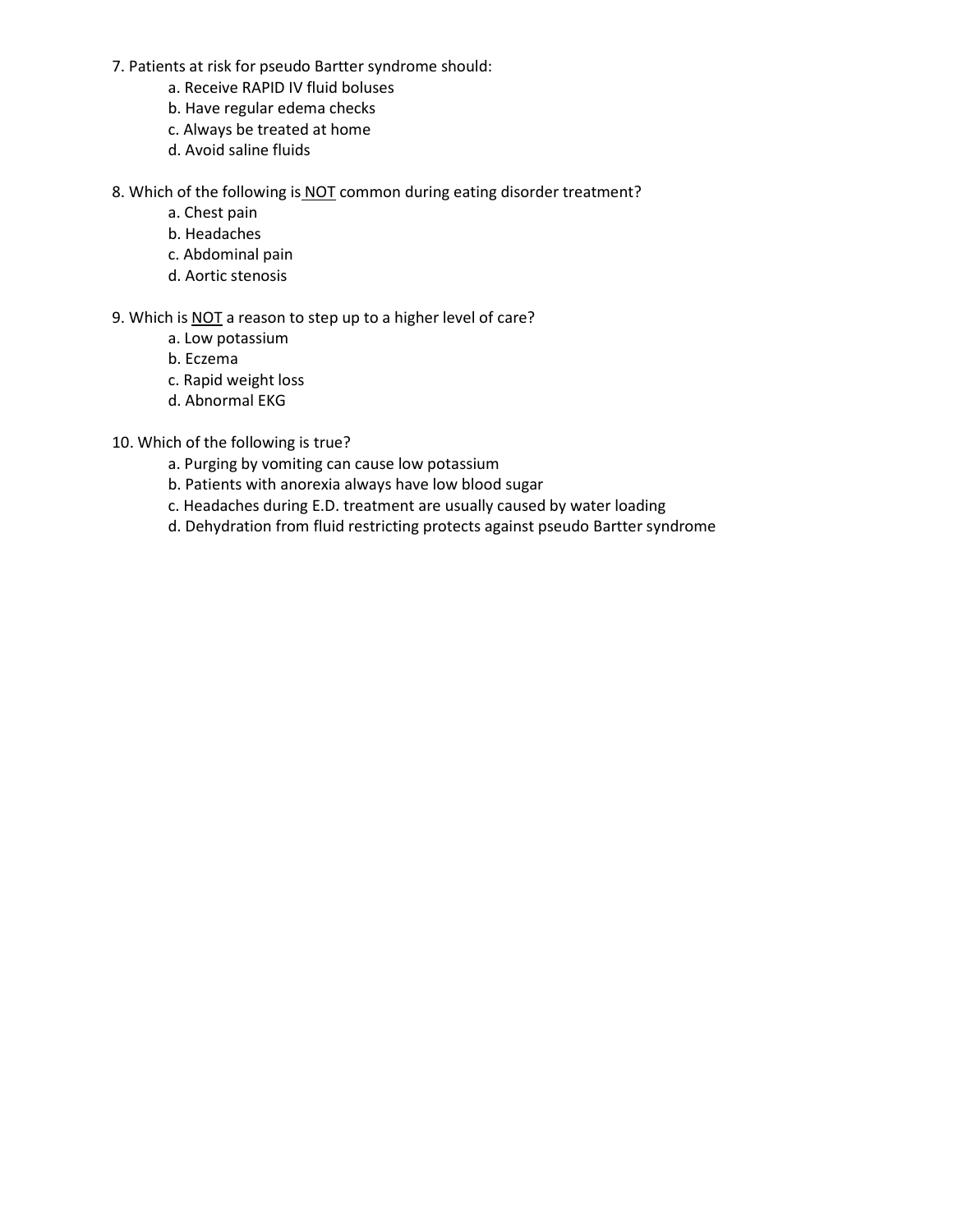7. Patients at risk for pseudo Bartter syndrome should:
   a. Receive RAPID IV fluid boluses
   b. Have regular edema checks
   c. Always be treated at home
   d. Avoid saline fluids

8. Which of the following is <u>NOT</u> common during eating disorder treatment?
   a. Chest pain
   b. Headaches
   c. Abdominal pain
   d. Aortic stenosis

9. Which is <u>NOT</u> a reason to step up to a higher level of care?
   a. Low potassium
   b. Eczema
   c. Rapid weight loss
   d. Abnormal EKG

10. Which of the following is true?
    a. Purging by vomiting can cause low potassium
    b. Patients with anorexia always have low blood sugar
    c. Headaches during E.D. treatment are usually caused by water loading
    d. Dehydration from fluid restricting protects against pseudo Bartter syndrome